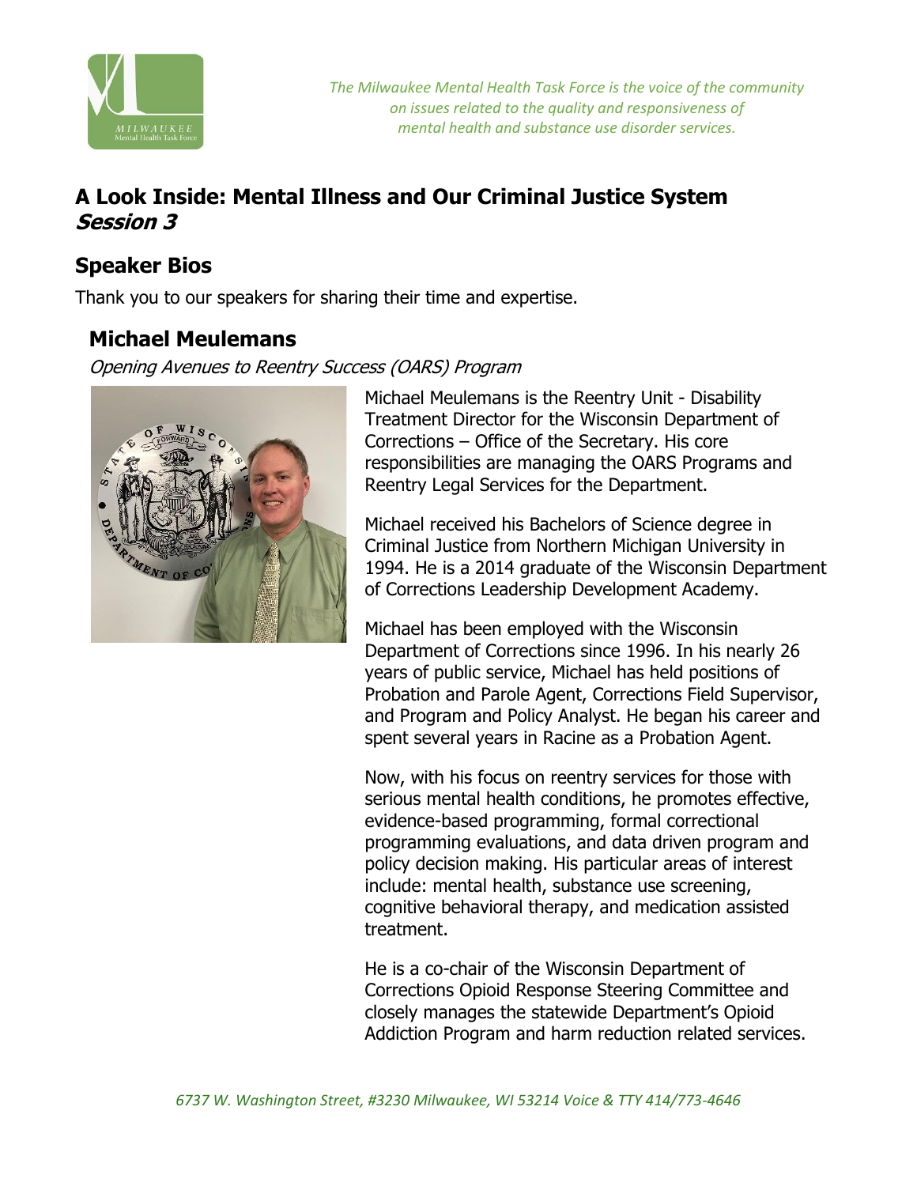*The Milwaukee Mental Health Task Force is the voice of the community on issues related to the quality and responsiveness of mental health and substance use disorder services.*

# A Look Inside: Mental Illness and Our Criminal Justice System
***Session 3***

## Speaker Bios

Thank you to our speakers for sharing their time and expertise.

### Michael Meulemans

*Opening Avenues to Reentry Success (OARS) Program*

Michael Meulemans is the Reentry Unit - Disability Treatment Director for the Wisconsin Department of Corrections – Office of the Secretary. His core responsibilities are managing the OARS Programs and Reentry Legal Services for the Department.

Michael received his Bachelors of Science degree in Criminal Justice from Northern Michigan University in 1994. He is a 2014 graduate of the Wisconsin Department of Corrections Leadership Development Academy.

Michael has been employed with the Wisconsin Department of Corrections since 1996. In his nearly 26 years of public service, Michael has held positions of Probation and Parole Agent, Corrections Field Supervisor, and Program and Policy Analyst. He began his career and spent several years in Racine as a Probation Agent.

Now, with his focus on reentry services for those with serious mental health conditions, he promotes effective, evidence-based programming, formal correctional programming evaluations, and data driven program and policy decision making. His particular areas of interest include: mental health, substance use screening, cognitive behavioral therapy, and medication assisted treatment.

He is a co-chair of the Wisconsin Department of Corrections Opioid Response Steering Committee and closely manages the statewide Department's Opioid Addiction Program and harm reduction related services.

*6737 W. Washington Street, #3230 Milwaukee, WI 53214 Voice & TTY 414/773-4646*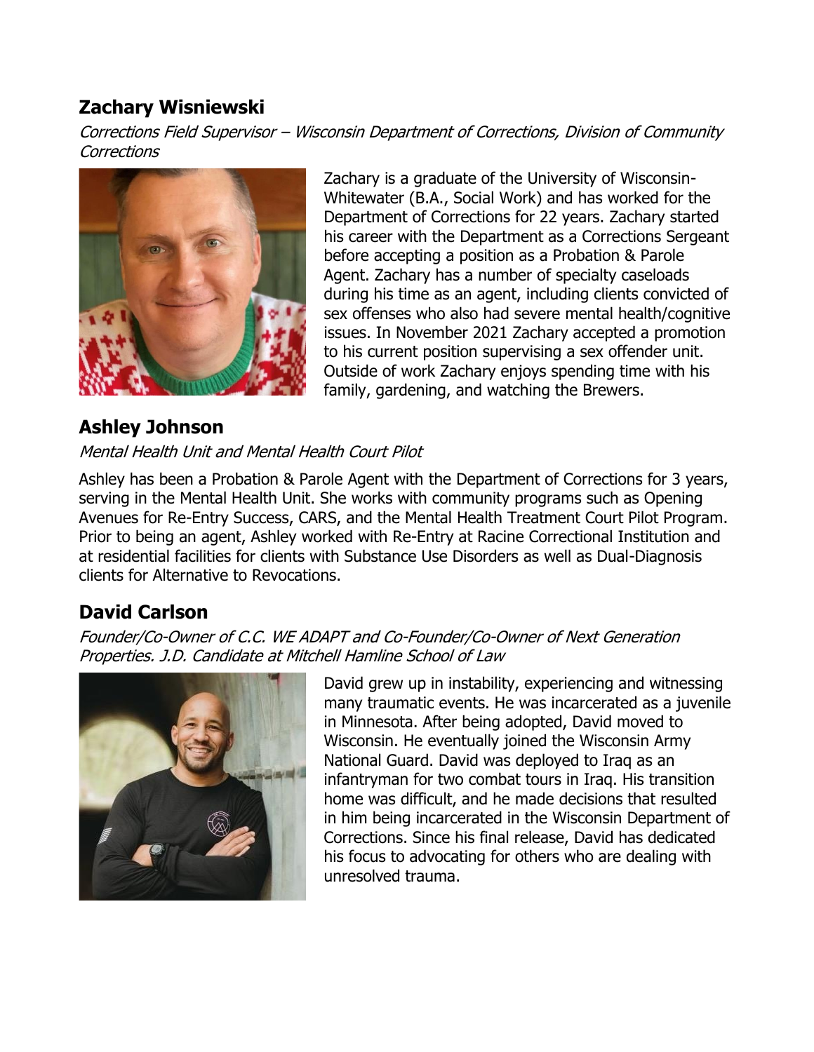## Zachary Wisniewski

*Corrections Field Supervisor – Wisconsin Department of Corrections, Division of Community Corrections*

Zachary is a graduate of the University of Wisconsin-Whitewater (B.A., Social Work) and has worked for the Department of Corrections for 22 years. Zachary started his career with the Department as a Corrections Sergeant before accepting a position as a Probation & Parole Agent. Zachary has a number of specialty caseloads during his time as an agent, including clients convicted of sex offenses who also had severe mental health/cognitive issues. In November 2021 Zachary accepted a promotion to his current position supervising a sex offender unit. Outside of work Zachary enjoys spending time with his family, gardening, and watching the Brewers.

## Ashley Johnson

*Mental Health Unit and Mental Health Court Pilot*

Ashley has been a Probation & Parole Agent with the Department of Corrections for 3 years, serving in the Mental Health Unit. She works with community programs such as Opening Avenues for Re-Entry Success, CARS, and the Mental Health Treatment Court Pilot Program. Prior to being an agent, Ashley worked with Re-Entry at Racine Correctional Institution and at residential facilities for clients with Substance Use Disorders as well as Dual-Diagnosis clients for Alternative to Revocations.

## David Carlson

*Founder/Co-Owner of C.C. WE ADAPT and Co-Founder/Co-Owner of Next Generation Properties. J.D. Candidate at Mitchell Hamline School of Law*

David grew up in instability, experiencing and witnessing many traumatic events. He was incarcerated as a juvenile in Minnesota. After being adopted, David moved to Wisconsin. He eventually joined the Wisconsin Army National Guard. David was deployed to Iraq as an infantryman for two combat tours in Iraq. His transition home was difficult, and he made decisions that resulted in him being incarcerated in the Wisconsin Department of Corrections. Since his final release, David has dedicated his focus to advocating for others who are dealing with unresolved trauma.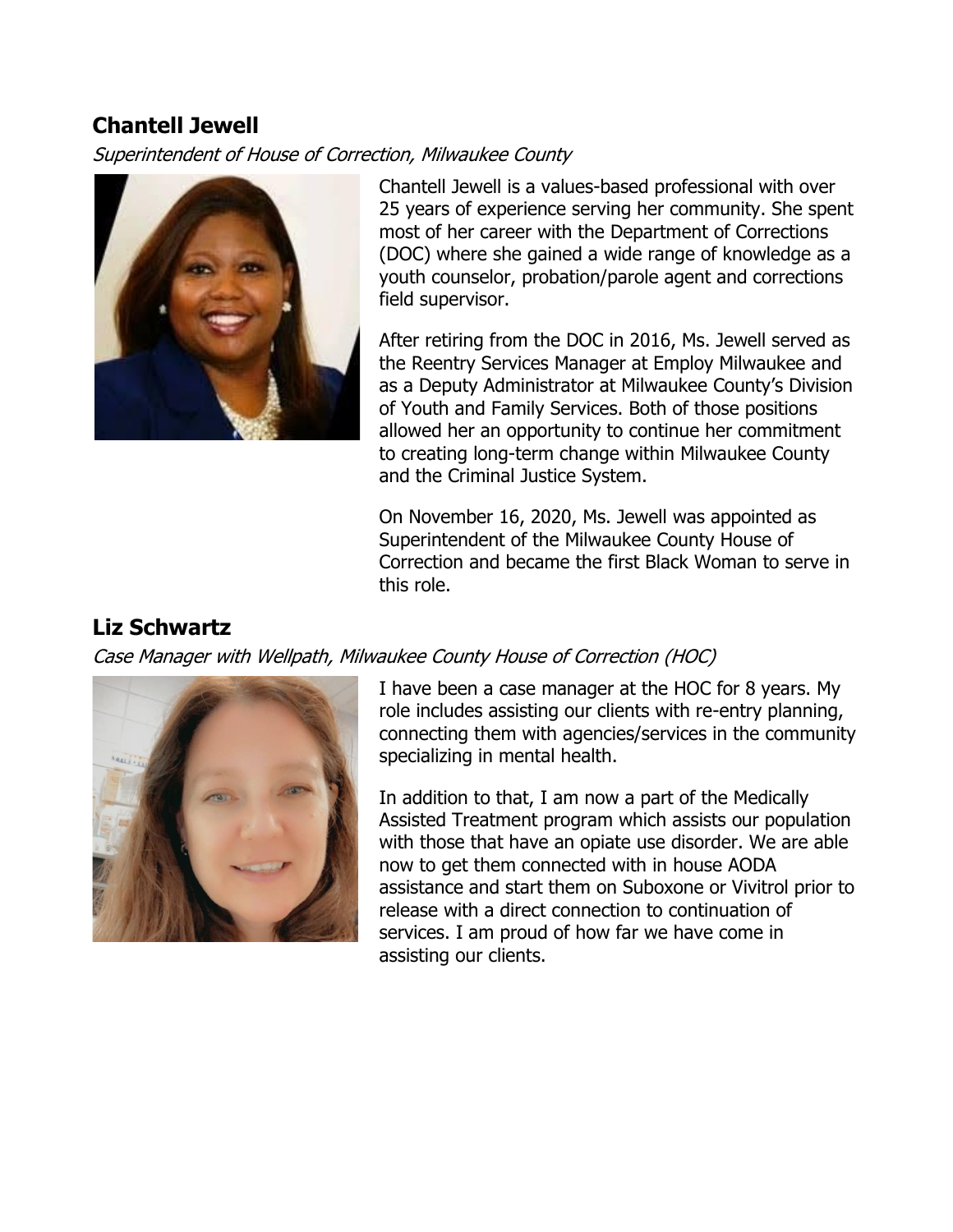## Chantell Jewell

*Superintendent of House of Correction, Milwaukee County*

Chantell Jewell is a values-based professional with over 25 years of experience serving her community. She spent most of her career with the Department of Corrections (DOC) where she gained a wide range of knowledge as a youth counselor, probation/parole agent and corrections field supervisor.

After retiring from the DOC in 2016, Ms. Jewell served as the Reentry Services Manager at Employ Milwaukee and as a Deputy Administrator at Milwaukee County's Division of Youth and Family Services. Both of those positions allowed her an opportunity to continue her commitment to creating long-term change within Milwaukee County and the Criminal Justice System.

On November 16, 2020, Ms. Jewell was appointed as Superintendent of the Milwaukee County House of Correction and became the first Black Woman to serve in this role.

## Liz Schwartz

*Case Manager with Wellpath, Milwaukee County House of Correction (HOC)*

I have been a case manager at the HOC for 8 years. My role includes assisting our clients with re-entry planning, connecting them with agencies/services in the community specializing in mental health.

In addition to that, I am now a part of the Medically Assisted Treatment program which assists our population with those that have an opiate use disorder. We are able now to get them connected with in house AODA assistance and start them on Suboxone or Vivitrol prior to release with a direct connection to continuation of services. I am proud of how far we have come in assisting our clients.